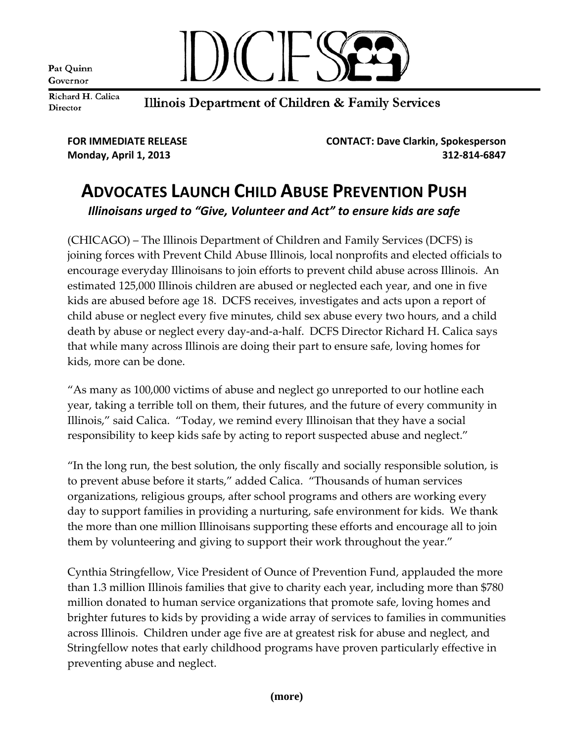Pat Quinn
Governor

Richard H. Calica
Director

DCFS

Illinois Department of Children & Family Services

**FOR IMMEDIATE RELEASE**
**Monday, April 1, 2013**

**CONTACT: Dave Clarkin, Spokesperson**
**312-814-6847**

# ADVOCATES LAUNCH CHILD ABUSE PREVENTION PUSH

***Illinoisans urged to "Give, Volunteer and Act" to ensure kids are safe***

(CHICAGO) – The Illinois Department of Children and Family Services (DCFS) is joining forces with Prevent Child Abuse Illinois, local nonprofits and elected officials to encourage everyday Illinoisans to join efforts to prevent child abuse across Illinois. An estimated 125,000 Illinois children are abused or neglected each year, and one in five kids are abused before age 18. DCFS receives, investigates and acts upon a report of child abuse or neglect every five minutes, child sex abuse every two hours, and a child death by abuse or neglect every day-and-a-half. DCFS Director Richard H. Calica says that while many across Illinois are doing their part to ensure safe, loving homes for kids, more can be done.

"As many as 100,000 victims of abuse and neglect go unreported to our hotline each year, taking a terrible toll on them, their futures, and the future of every community in Illinois," said Calica. "Today, we remind every Illinoisan that they have a social responsibility to keep kids safe by acting to report suspected abuse and neglect."

"In the long run, the best solution, the only fiscally and socially responsible solution, is to prevent abuse before it starts," added Calica. "Thousands of human services organizations, religious groups, after school programs and others are working every day to support families in providing a nurturing, safe environment for kids. We thank the more than one million Illinoisans supporting these efforts and encourage all to join them by volunteering and giving to support their work throughout the year."

Cynthia Stringfellow, Vice President of Ounce of Prevention Fund, applauded the more than 1.3 million Illinois families that give to charity each year, including more than $780 million donated to human service organizations that promote safe, loving homes and brighter futures to kids by providing a wide array of services to families in communities across Illinois. Children under age five are at greatest risk for abuse and neglect, and Stringfellow notes that early childhood programs have proven particularly effective in preventing abuse and neglect.

**(more)**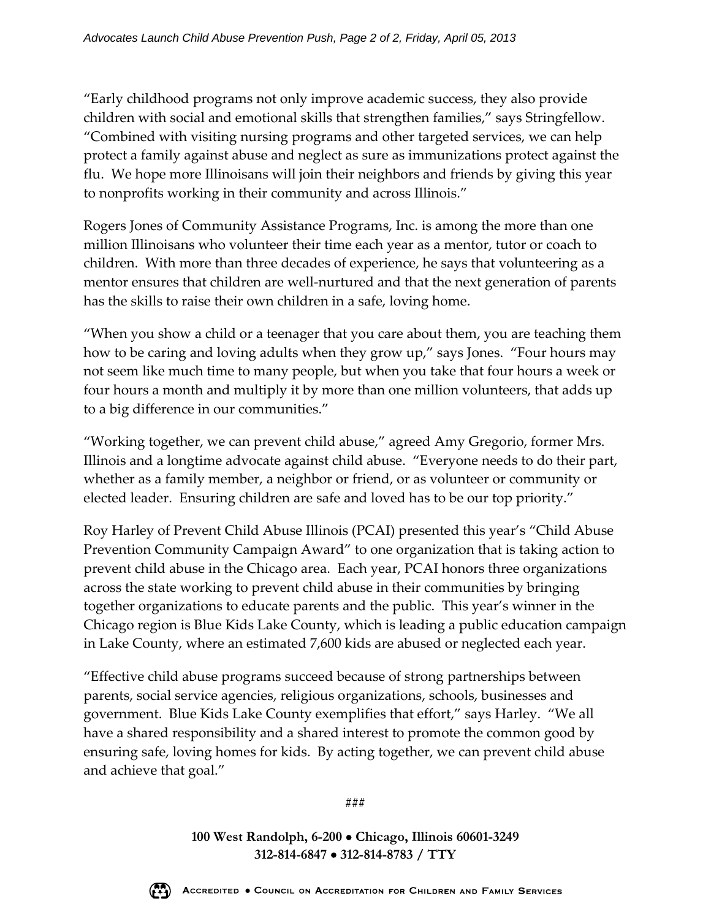"Early childhood programs not only improve academic success, they also provide children with social and emotional skills that strengthen families," says Stringfellow. "Combined with visiting nursing programs and other targeted services, we can help protect a family against abuse and neglect as sure as immunizations protect against the flu. We hope more Illinoisans will join their neighbors and friends by giving this year to nonprofits working in their community and across Illinois."

Rogers Jones of Community Assistance Programs, Inc. is among the more than one million Illinoisans who volunteer their time each year as a mentor, tutor or coach to children. With more than three decades of experience, he says that volunteering as a mentor ensures that children are well-nurtured and that the next generation of parents has the skills to raise their own children in a safe, loving home.

"When you show a child or a teenager that you care about them, you are teaching them how to be caring and loving adults when they grow up," says Jones. "Four hours may not seem like much time to many people, but when you take that four hours a week or four hours a month and multiply it by more than one million volunteers, that adds up to a big difference in our communities."

"Working together, we can prevent child abuse," agreed Amy Gregorio, former Mrs. Illinois and a longtime advocate against child abuse. "Everyone needs to do their part, whether as a family member, a neighbor or friend, or as volunteer or community or elected leader. Ensuring children are safe and loved has to be our top priority."

Roy Harley of Prevent Child Abuse Illinois (PCAI) presented this year's "Child Abuse Prevention Community Campaign Award" to one organization that is taking action to prevent child abuse in the Chicago area. Each year, PCAI honors three organizations across the state working to prevent child abuse in their communities by bringing together organizations to educate parents and the public. This year's winner in the Chicago region is Blue Kids Lake County, which is leading a public education campaign in Lake County, where an estimated 7,600 kids are abused or neglected each year.

"Effective child abuse programs succeed because of strong partnerships between parents, social service agencies, religious organizations, schools, businesses and government. Blue Kids Lake County exemplifies that effort," says Harley. "We all have a shared responsibility and a shared interest to promote the common good by ensuring safe, loving homes for kids. By acting together, we can prevent child abuse and achieve that goal."

###

**100 West Randolph, 6-200 • Chicago, Illinois 60601-3249**
**312-814-6847 • 312-814-8783 / TTY**

ACCREDITED • COUNCIL ON ACCREDITATION FOR CHILDREN AND FAMILY SERVICES